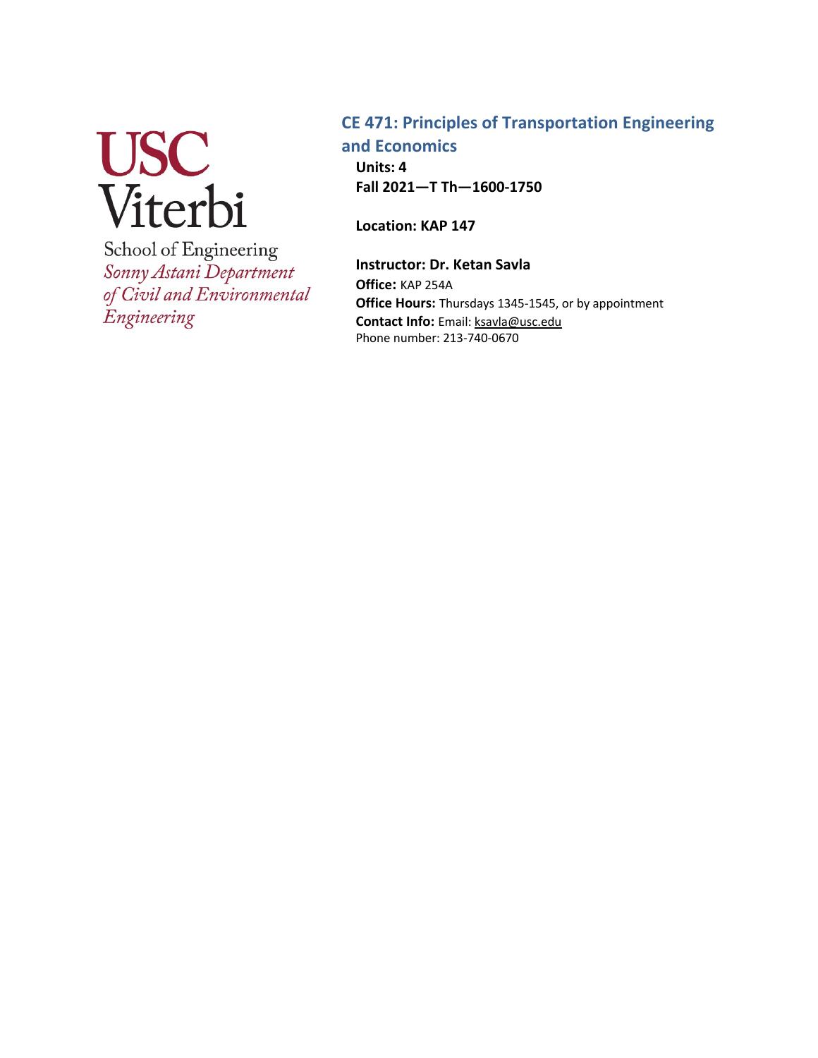USC Viterbi

School of Engineering

*Sonny Astani Department of Civil and Environmental Engineering*

# CE 471: Principles of Transportation Engineering and Economics

**Units: 4**

**Fall 2021—T Th—1600-1750**

**Location: KAP 147**

**Instructor: Dr. Ketan Savla**

**Office:** KAP 254A

**Office Hours:** Thursdays 1345-1545, or by appointment

**Contact Info:** Email: ksavla@usc.edu

Phone number: 213-740-0670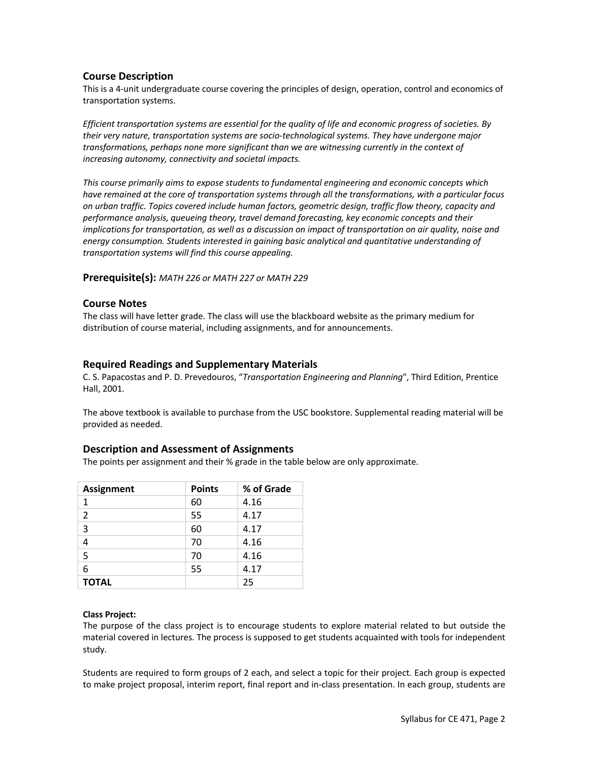## Course Description

This is a 4-unit undergraduate course covering the principles of design, operation, control and economics of transportation systems.

*Efficient transportation systems are essential for the quality of life and economic progress of societies. By their very nature, transportation systems are socio-technological systems. They have undergone major transformations, perhaps none more significant than we are witnessing currently in the context of increasing autonomy, connectivity and societal impacts.*

*This course primarily aims to expose students to fundamental engineering and economic concepts which have remained at the core of transportation systems through all the transformations, with a particular focus on urban traffic. Topics covered include human factors, geometric design, traffic flow theory, capacity and performance analysis, queueing theory, travel demand forecasting, key economic concepts and their implications for transportation, as well as a discussion on impact of transportation on air quality, noise and energy consumption. Students interested in gaining basic analytical and quantitative understanding of transportation systems will find this course appealing.*

## Prerequisite(s): *MATH 226 or MATH 227 or MATH 229*

## Course Notes

The class will have letter grade. The class will use the blackboard website as the primary medium for distribution of course material, including assignments, and for announcements.

## Required Readings and Supplementary Materials

C. S. Papacostas and P. D. Prevedouros, "*Transportation Engineering and Planning*", Third Edition, Prentice Hall, 2001.

The above textbook is available to purchase from the USC bookstore. Supplemental reading material will be provided as needed.

## Description and Assessment of Assignments

The points per assignment and their % grade in the table below are only approximate.

| Assignment | Points | % of Grade |
|---|---|---|
| 1 | 60 | 4.16 |
| 2 | 55 | 4.17 |
| 3 | 60 | 4.17 |
| 4 | 70 | 4.16 |
| 5 | 70 | 4.16 |
| 6 | 55 | 4.17 |
| **TOTAL** | | 25 |

**Class Project:**

The purpose of the class project is to encourage students to explore material related to but outside the material covered in lectures. The process is supposed to get students acquainted with tools for independent study.

Students are required to form groups of 2 each, and select a topic for their project. Each group is expected to make project proposal, interim report, final report and in-class presentation. In each group, students are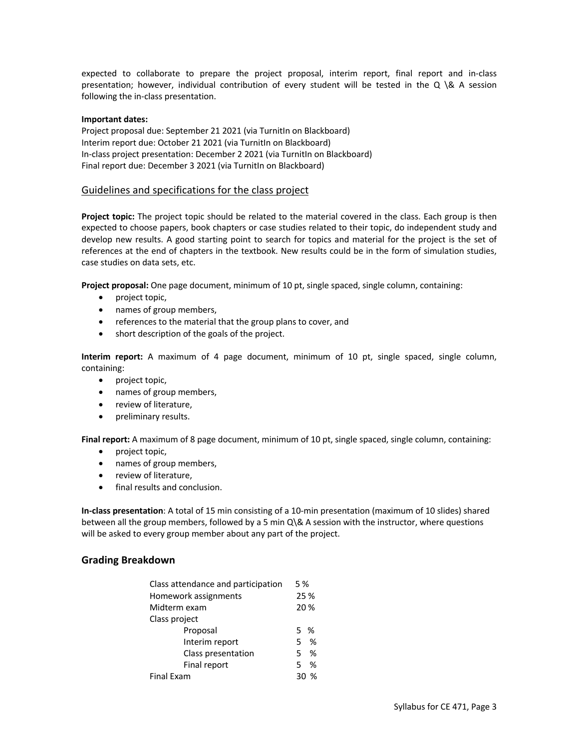expected to collaborate to prepare the project proposal, interim report, final report and in-class presentation; however, individual contribution of every student will be tested in the Q \& A session following the in-class presentation.

**Important dates:**
Project proposal due: September 21 2021 (via TurnitIn on Blackboard)
Interim report due: October 21 2021 (via TurnitIn on Blackboard)
In-class project presentation: December 2 2021 (via TurnitIn on Blackboard)
Final report due: December 3 2021 (via TurnitIn on Blackboard)

## Guidelines and specifications for the class project

**Project topic:** The project topic should be related to the material covered in the class. Each group is then expected to choose papers, book chapters or case studies related to their topic, do independent study and develop new results. A good starting point to search for topics and material for the project is the set of references at the end of chapters in the textbook. New results could be in the form of simulation studies, case studies on data sets, etc.

**Project proposal:** One page document, minimum of 10 pt, single spaced, single column, containing:

- project topic,
- names of group members,
- references to the material that the group plans to cover, and
- short description of the goals of the project.

**Interim report:** A maximum of 4 page document, minimum of 10 pt, single spaced, single column, containing:

- project topic,
- names of group members,
- review of literature,
- preliminary results.

**Final report:** A maximum of 8 page document, minimum of 10 pt, single spaced, single column, containing:

- project topic,
- names of group members,
- review of literature,
- final results and conclusion.

**In-class presentation**: A total of 15 min consisting of a 10-min presentation (maximum of 10 slides) shared between all the group members, followed by a 5 min Q\& A session with the instructor, where questions will be asked to every group member about any part of the project.

## Grading Breakdown

| | |
|---|---|
| Class attendance and participation | 5 % |
| Homework assignments | 25 % |
| Midterm exam | 20 % |
| Class project | |
| Proposal | 5 % |
| Interim report | 5 % |
| Class presentation | 5 % |
| Final report | 5 % |
| Final Exam | 30 % |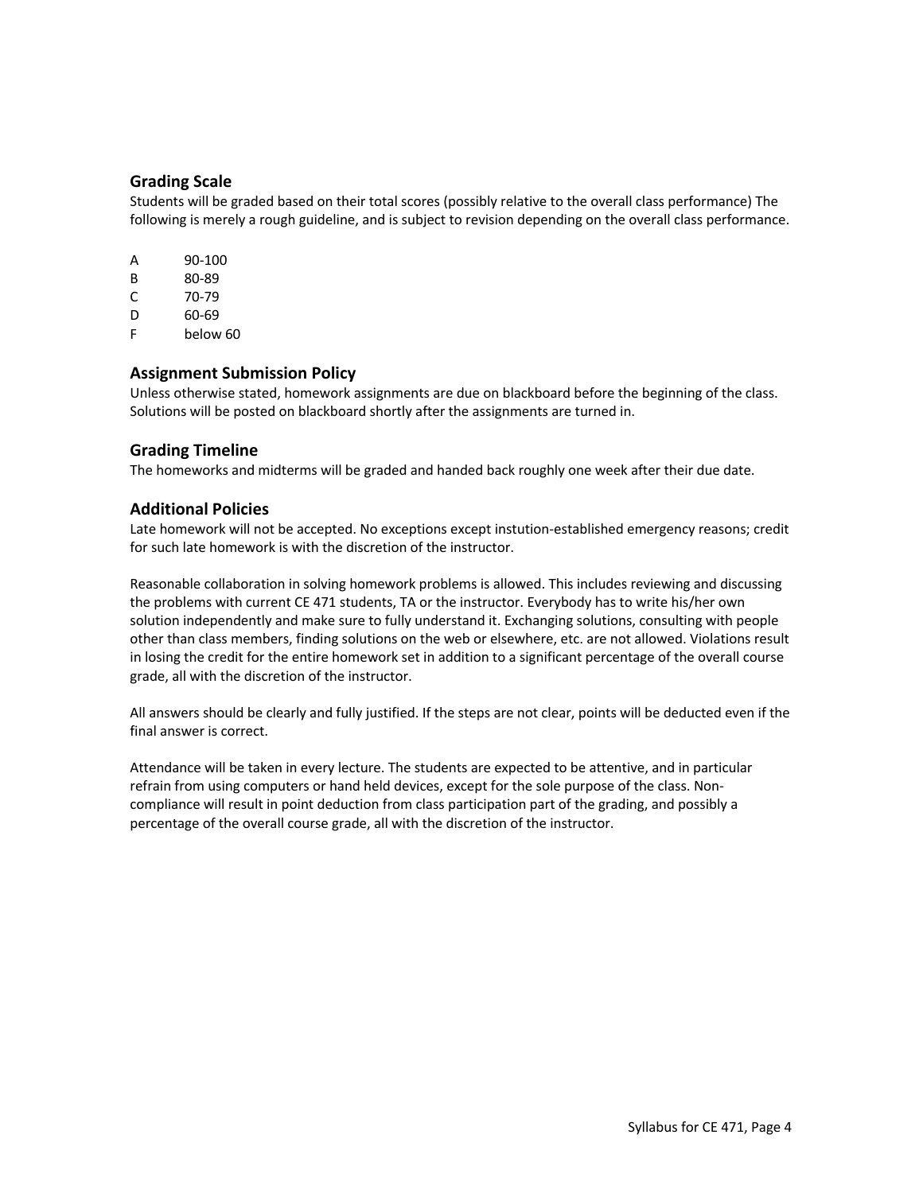### Grading Scale

Students will be graded based on their total scores (possibly relative to the overall class performance) The following is merely a rough guideline, and is subject to revision depending on the overall class performance.

| | |
|---|---|
| A | 90-100 |
| B | 80-89 |
| C | 70-79 |
| D | 60-69 |
| F | below 60 |

### Assignment Submission Policy

Unless otherwise stated, homework assignments are due on blackboard before the beginning of the class. Solutions will be posted on blackboard shortly after the assignments are turned in.

### Grading Timeline

The homeworks and midterms will be graded and handed back roughly one week after their due date.

### Additional Policies

Late homework will not be accepted. No exceptions except instution-established emergency reasons; credit for such late homework is with the discretion of the instructor.

Reasonable collaboration in solving homework problems is allowed. This includes reviewing and discussing the problems with current CE 471 students, TA or the instructor. Everybody has to write his/her own solution independently and make sure to fully understand it. Exchanging solutions, consulting with people other than class members, finding solutions on the web or elsewhere, etc. are not allowed. Violations result in losing the credit for the entire homework set in addition to a significant percentage of the overall course grade, all with the discretion of the instructor.

All answers should be clearly and fully justified. If the steps are not clear, points will be deducted even if the final answer is correct.

Attendance will be taken in every lecture. The students are expected to be attentive, and in particular refrain from using computers or hand held devices, except for the sole purpose of the class. Non-compliance will result in point deduction from class participation part of the grading, and possibly a percentage of the overall course grade, all with the discretion of the instructor.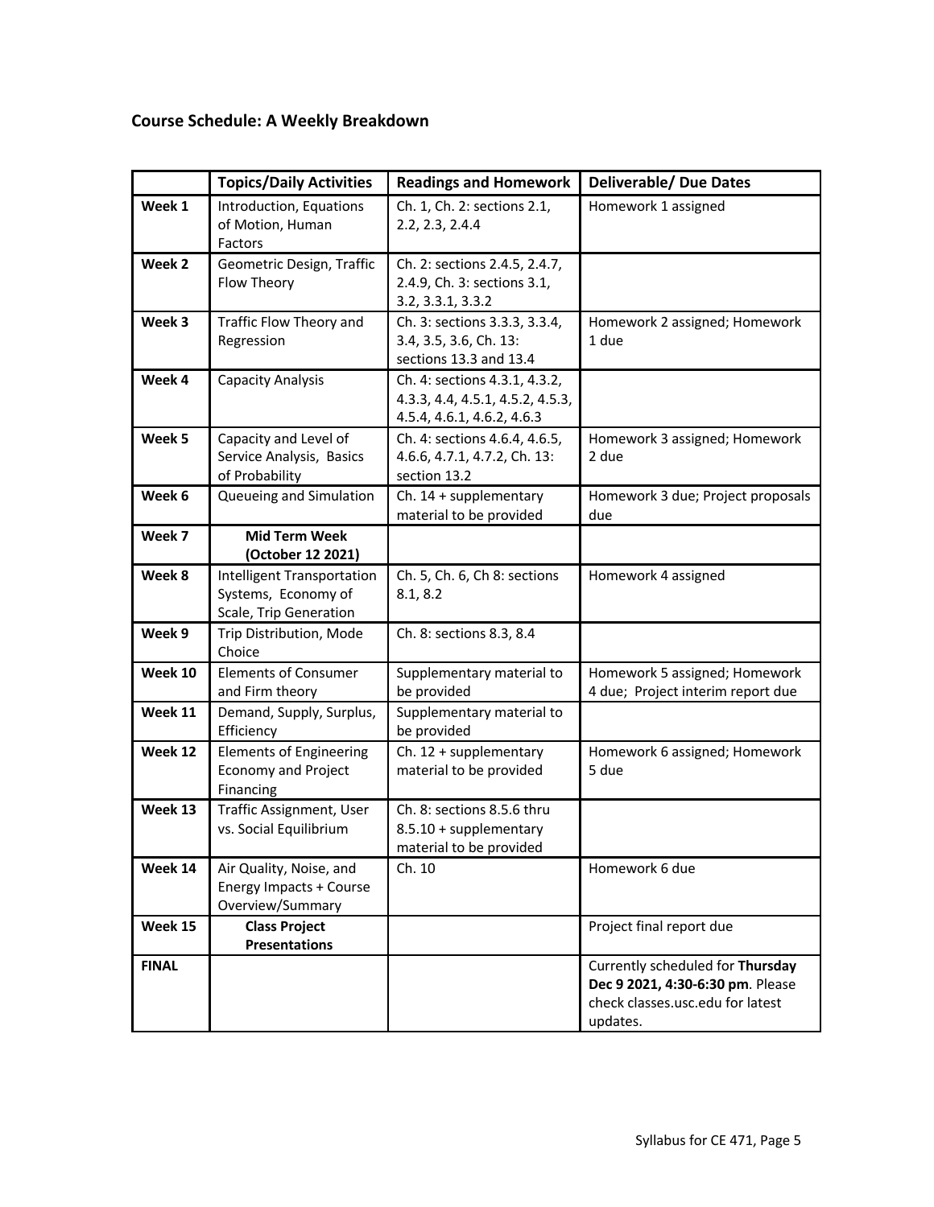### Course Schedule: A Weekly Breakdown

| | Topics/Daily Activities | Readings and Homework | Deliverable/ Due Dates |
|---|---|---|---|
| **Week 1** | Introduction, Equations of Motion, Human Factors | Ch. 1, Ch. 2: sections 2.1, 2.2, 2.3, 2.4.4 | Homework 1 assigned |
| **Week 2** | Geometric Design, Traffic Flow Theory | Ch. 2: sections 2.4.5, 2.4.7, 2.4.9, Ch. 3: sections 3.1, 3.2, 3.3.1, 3.3.2 | |
| **Week 3** | Traffic Flow Theory and Regression | Ch. 3: sections 3.3.3, 3.3.4, 3.4, 3.5, 3.6, Ch. 13: sections 13.3 and 13.4 | Homework 2 assigned; Homework 1 due |
| **Week 4** | Capacity Analysis | Ch. 4: sections 4.3.1, 4.3.2, 4.3.3, 4.4, 4.5.1, 4.5.2, 4.5.3, 4.5.4, 4.6.1, 4.6.2, 4.6.3 | |
| **Week 5** | Capacity and Level of Service Analysis, Basics of Probability | Ch. 4: sections 4.6.4, 4.6.5, 4.6.6, 4.7.1, 4.7.2, Ch. 13: section 13.2 | Homework 3 assigned; Homework 2 due |
| **Week 6** | Queueing and Simulation | Ch. 14 + supplementary material to be provided | Homework 3 due; Project proposals due |
| **Week 7** | **Mid Term Week (October 12 2021)** | | |
| **Week 8** | Intelligent Transportation Systems, Economy of Scale, Trip Generation | Ch. 5, Ch. 6, Ch 8: sections 8.1, 8.2 | Homework 4 assigned |
| **Week 9** | Trip Distribution, Mode Choice | Ch. 8: sections 8.3, 8.4 | |
| **Week 10** | Elements of Consumer and Firm theory | Supplementary material to be provided | Homework 5 assigned; Homework 4 due; Project interim report due |
| **Week 11** | Demand, Supply, Surplus, Efficiency | Supplementary material to be provided | |
| **Week 12** | Elements of Engineering Economy and Project Financing | Ch. 12 + supplementary material to be provided | Homework 6 assigned; Homework 5 due |
| **Week 13** | Traffic Assignment, User vs. Social Equilibrium | Ch. 8: sections 8.5.6 thru 8.5.10 + supplementary material to be provided | |
| **Week 14** | Air Quality, Noise, and Energy Impacts + Course Overview/Summary | Ch. 10 | Homework 6 due |
| **Week 15** | **Class Project Presentations** | | Project final report due |
| **FINAL** | | | Currently scheduled for **Thursday Dec 9 2021, 4:30-6:30 pm**. Please check classes.usc.edu for latest updates. |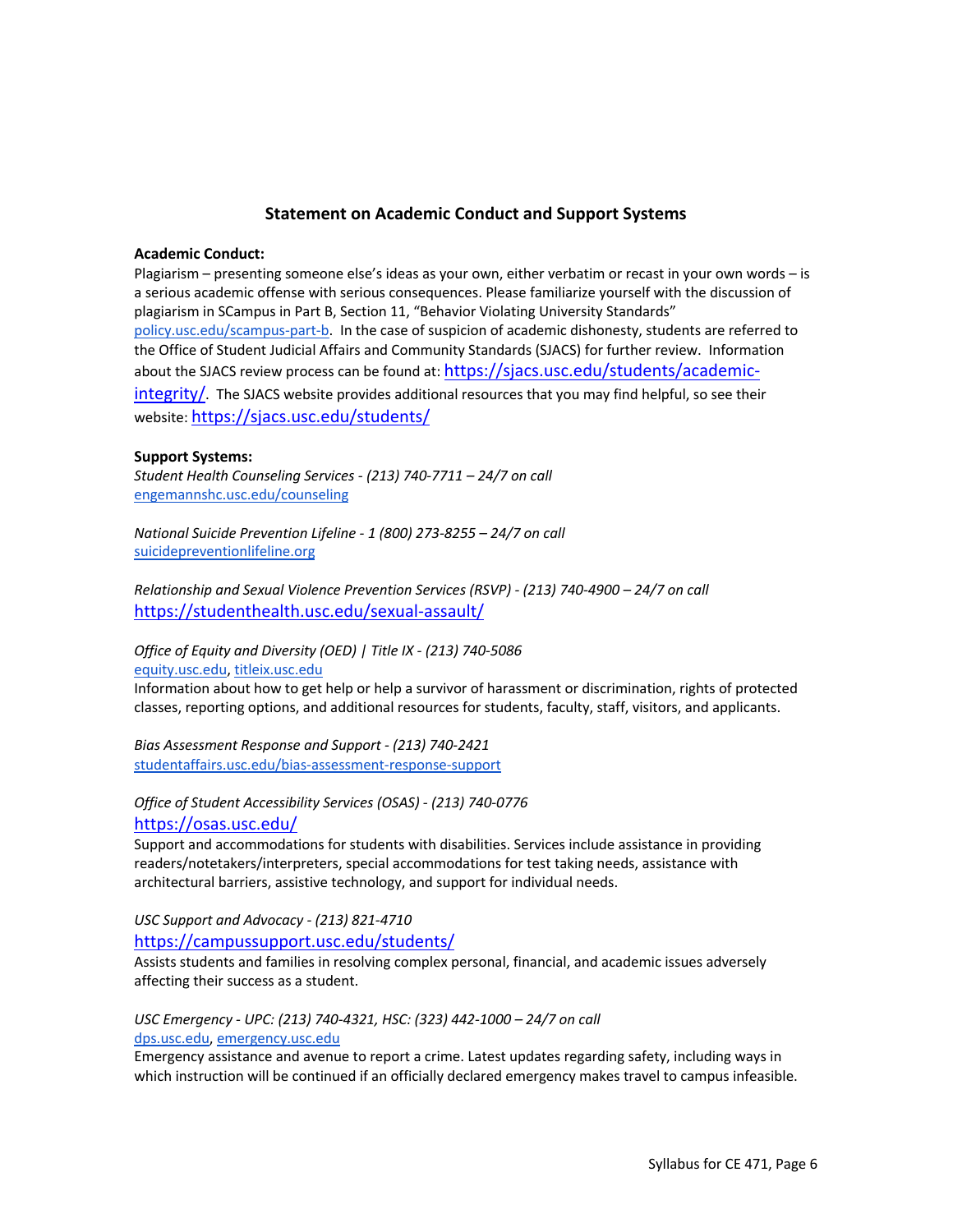## Statement on Academic Conduct and Support Systems

**Academic Conduct:**

Plagiarism – presenting someone else's ideas as your own, either verbatim or recast in your own words – is a serious academic offense with serious consequences. Please familiarize yourself with the discussion of plagiarism in SCampus in Part B, Section 11, "Behavior Violating University Standards" policy.usc.edu/scampus-part-b. In the case of suspicion of academic dishonesty, students are referred to the Office of Student Judicial Affairs and Community Standards (SJACS) for further review. Information about the SJACS review process can be found at: https://sjacs.usc.edu/students/academic-integrity/. The SJACS website provides additional resources that you may find helpful, so see their website: https://sjacs.usc.edu/students/

**Support Systems:**

*Student Health Counseling Services - (213) 740-7711 – 24/7 on call*
engemannshc.usc.edu/counseling

*National Suicide Prevention Lifeline - 1 (800) 273-8255 – 24/7 on call*
suicidepreventionlifeline.org

*Relationship and Sexual Violence Prevention Services (RSVP) - (213) 740-4900 – 24/7 on call*
https://studenthealth.usc.edu/sexual-assault/

*Office of Equity and Diversity (OED) | Title IX - (213) 740-5086*
equity.usc.edu, titleix.usc.edu
Information about how to get help or help a survivor of harassment or discrimination, rights of protected classes, reporting options, and additional resources for students, faculty, staff, visitors, and applicants.

*Bias Assessment Response and Support - (213) 740-2421*
studentaffairs.usc.edu/bias-assessment-response-support

*Office of Student Accessibility Services (OSAS) - (213) 740-0776*
https://osas.usc.edu/
Support and accommodations for students with disabilities. Services include assistance in providing readers/notetakers/interpreters, special accommodations for test taking needs, assistance with architectural barriers, assistive technology, and support for individual needs.

*USC Support and Advocacy - (213) 821-4710*
https://campussupport.usc.edu/students/
Assists students and families in resolving complex personal, financial, and academic issues adversely affecting their success as a student.

*USC Emergency - UPC: (213) 740-4321, HSC: (323) 442-1000 – 24/7 on call*
dps.usc.edu, emergency.usc.edu
Emergency assistance and avenue to report a crime. Latest updates regarding safety, including ways in which instruction will be continued if an officially declared emergency makes travel to campus infeasible.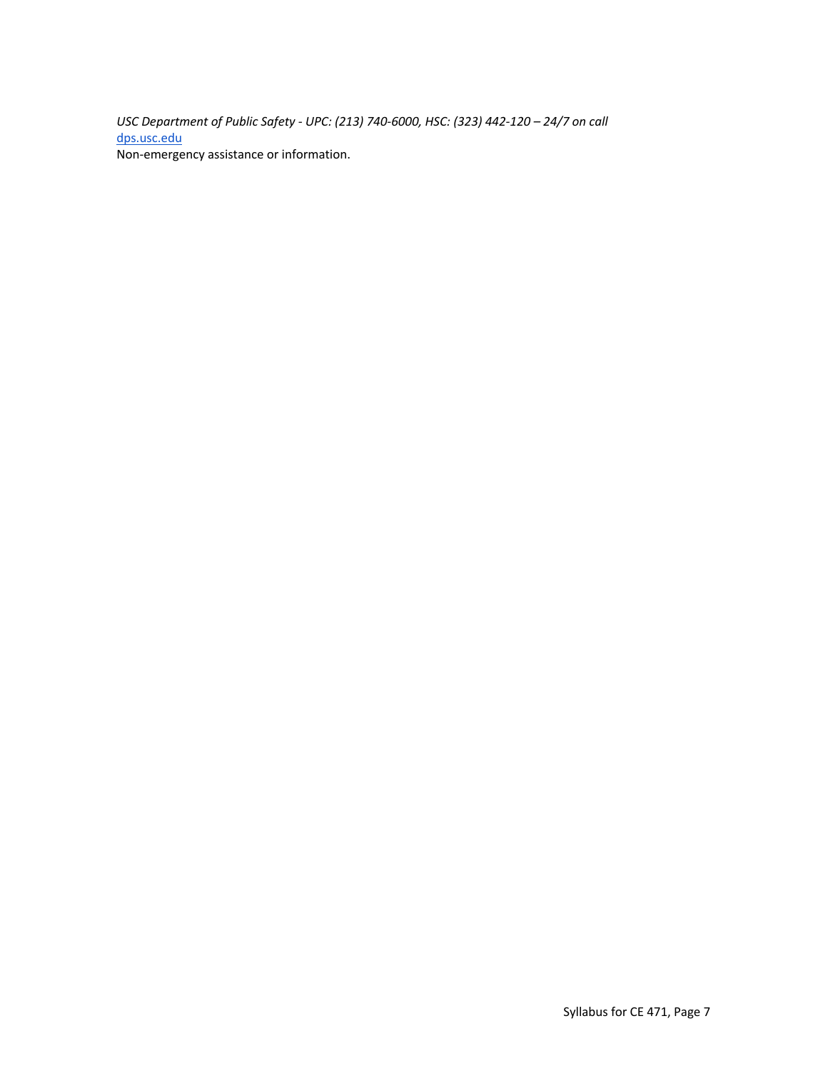*USC Department of Public Safety - UPC: (213) 740-6000, HSC: (323) 442-120 – 24/7 on call*
[dps.usc.edu](http://dps.usc.edu)
Non-emergency assistance or information.